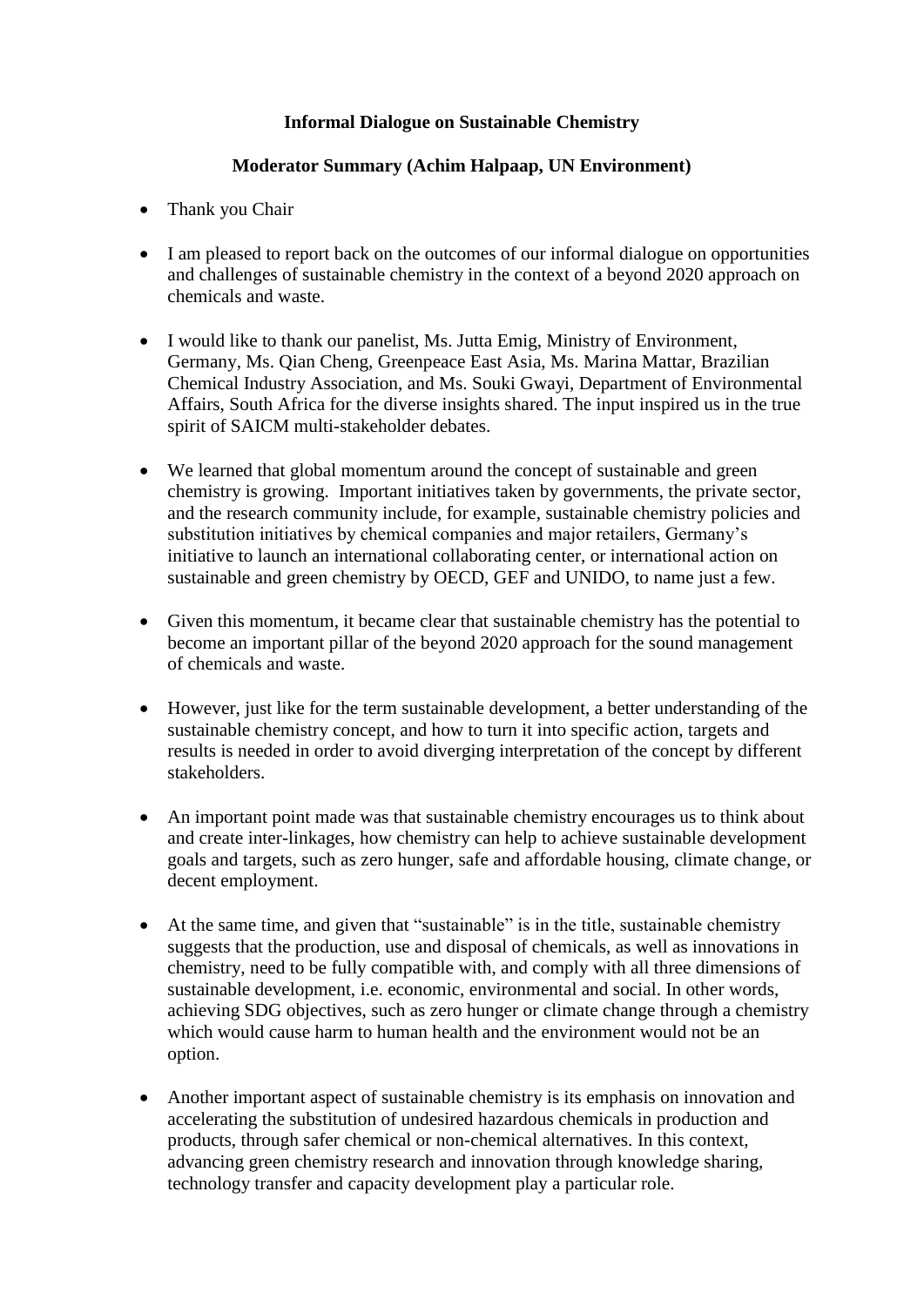**Informal Dialogue on Sustainable Chemistry**

**Moderator Summary (Achim Halpaap, UN Environment)**

- Thank you Chair
- I am pleased to report back on the outcomes of our informal dialogue on opportunities and challenges of sustainable chemistry in the context of a beyond 2020 approach on chemicals and waste.
- I would like to thank our panelist, Ms. Jutta Emig, Ministry of Environment, Germany, Ms. Qian Cheng, Greenpeace East Asia, Ms. Marina Mattar, Brazilian Chemical Industry Association, and Ms. Souki Gwayi, Department of Environmental Affairs, South Africa for the diverse insights shared. The input inspired us in the true spirit of SAICM multi-stakeholder debates.
- We learned that global momentum around the concept of sustainable and green chemistry is growing. Important initiatives taken by governments, the private sector, and the research community include, for example, sustainable chemistry policies and substitution initiatives by chemical companies and major retailers, Germany's initiative to launch an international collaborating center, or international action on sustainable and green chemistry by OECD, GEF and UNIDO, to name just a few.
- Given this momentum, it became clear that sustainable chemistry has the potential to become an important pillar of the beyond 2020 approach for the sound management of chemicals and waste.
- However, just like for the term sustainable development, a better understanding of the sustainable chemistry concept, and how to turn it into specific action, targets and results is needed in order to avoid diverging interpretation of the concept by different stakeholders.
- An important point made was that sustainable chemistry encourages us to think about and create inter-linkages, how chemistry can help to achieve sustainable development goals and targets, such as zero hunger, safe and affordable housing, climate change, or decent employment.
- At the same time, and given that "sustainable" is in the title, sustainable chemistry suggests that the production, use and disposal of chemicals, as well as innovations in chemistry, need to be fully compatible with, and comply with all three dimensions of sustainable development, i.e. economic, environmental and social. In other words, achieving SDG objectives, such as zero hunger or climate change through a chemistry which would cause harm to human health and the environment would not be an option.
- Another important aspect of sustainable chemistry is its emphasis on innovation and accelerating the substitution of undesired hazardous chemicals in production and products, through safer chemical or non-chemical alternatives. In this context, advancing green chemistry research and innovation through knowledge sharing, technology transfer and capacity development play a particular role.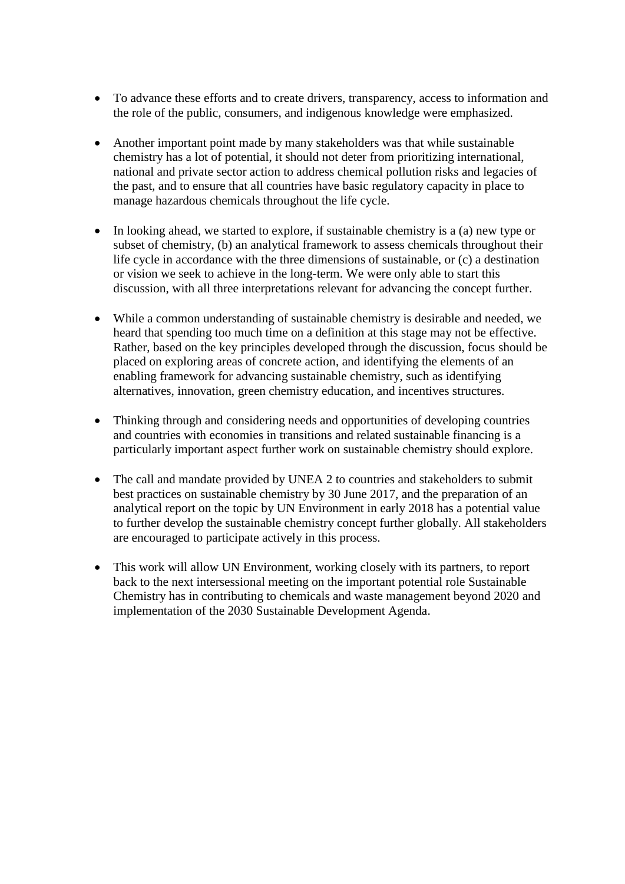- To advance these efforts and to create drivers, transparency, access to information and the role of the public, consumers, and indigenous knowledge were emphasized.

- Another important point made by many stakeholders was that while sustainable chemistry has a lot of potential, it should not deter from prioritizing international, national and private sector action to address chemical pollution risks and legacies of the past, and to ensure that all countries have basic regulatory capacity in place to manage hazardous chemicals throughout the life cycle.

- In looking ahead, we started to explore, if sustainable chemistry is a (a) new type or subset of chemistry, (b) an analytical framework to assess chemicals throughout their life cycle in accordance with the three dimensions of sustainable, or (c) a destination or vision we seek to achieve in the long-term. We were only able to start this discussion, with all three interpretations relevant for advancing the concept further.

- While a common understanding of sustainable chemistry is desirable and needed, we heard that spending too much time on a definition at this stage may not be effective. Rather, based on the key principles developed through the discussion, focus should be placed on exploring areas of concrete action, and identifying the elements of an enabling framework for advancing sustainable chemistry, such as identifying alternatives, innovation, green chemistry education, and incentives structures.

- Thinking through and considering needs and opportunities of developing countries and countries with economies in transitions and related sustainable financing is a particularly important aspect further work on sustainable chemistry should explore.

- The call and mandate provided by UNEA 2 to countries and stakeholders to submit best practices on sustainable chemistry by 30 June 2017, and the preparation of an analytical report on the topic by UN Environment in early 2018 has a potential value to further develop the sustainable chemistry concept further globally. All stakeholders are encouraged to participate actively in this process.

- This work will allow UN Environment, working closely with its partners, to report back to the next intersessional meeting on the important potential role Sustainable Chemistry has in contributing to chemicals and waste management beyond 2020 and implementation of the 2030 Sustainable Development Agenda.